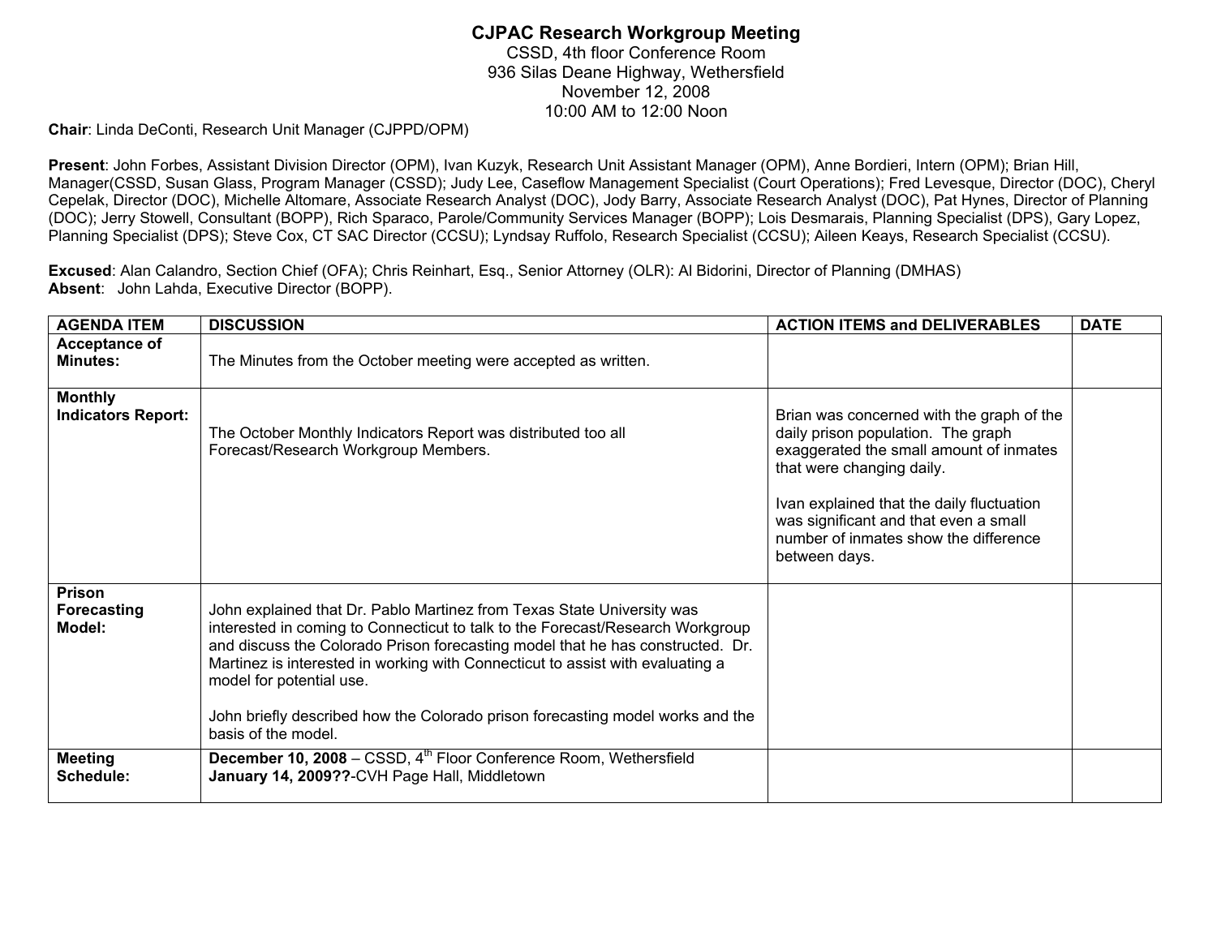# CJPAC Research Workgroup Meeting

CSSD, 4th floor Conference Room
936 Silas Deane Highway, Wethersfield
November 12, 2008
10:00 AM to 12:00 Noon

**Chair**: Linda DeConti, Research Unit Manager (CJPPD/OPM)

**Present**: John Forbes, Assistant Division Director (OPM), Ivan Kuzyk, Research Unit Assistant Manager (OPM), Anne Bordieri, Intern (OPM); Brian Hill, Manager(CSSD, Susan Glass, Program Manager (CSSD); Judy Lee, Caseflow Management Specialist (Court Operations); Fred Levesque, Director (DOC), Cheryl Cepelak, Director (DOC), Michelle Altomare, Associate Research Analyst (DOC), Jody Barry, Associate Research Analyst (DOC), Pat Hynes, Director of Planning (DOC); Jerry Stowell, Consultant (BOPP), Rich Sparaco, Parole/Community Services Manager (BOPP); Lois Desmarais, Planning Specialist (DPS), Gary Lopez, Planning Specialist (DPS); Steve Cox, CT SAC Director (CCSU); Lyndsay Ruffolo, Research Specialist (CCSU); Aileen Keays, Research Specialist (CCSU).

**Excused**: Alan Calandro, Section Chief (OFA); Chris Reinhart, Esq., Senior Attorney (OLR): Al Bidorini, Director of Planning (DMHAS)
**Absent**: John Lahda, Executive Director (BOPP).

| AGENDA ITEM | DISCUSSION | ACTION ITEMS and DELIVERABLES | DATE |
|---|---|---|---|
| **Acceptance of Minutes:** | The Minutes from the October meeting were accepted as written. | | |
| **Monthly Indicators Report:** | The October Monthly Indicators Report was distributed too all Forecast/Research Workgroup Members. | Brian was concerned with the graph of the daily prison population. The graph exaggerated the small amount of inmates that were changing daily.<br><br>Ivan explained that the daily fluctuation was significant and that even a small number of inmates show the difference between days. | |
| **Prison Forecasting Model:** | John explained that Dr. Pablo Martinez from Texas State University was interested in coming to Connecticut to talk to the Forecast/Research Workgroup and discuss the Colorado Prison forecasting model that he has constructed. Dr. Martinez is interested in working with Connecticut to assist with evaluating a model for potential use.<br><br>John briefly described how the Colorado prison forecasting model works and the basis of the model. | | |
| **Meeting Schedule:** | **December 10, 2008** – CSSD, 4th Floor Conference Room, Wethersfield<br>**January 14, 2009??**-CVH Page Hall, Middletown | | |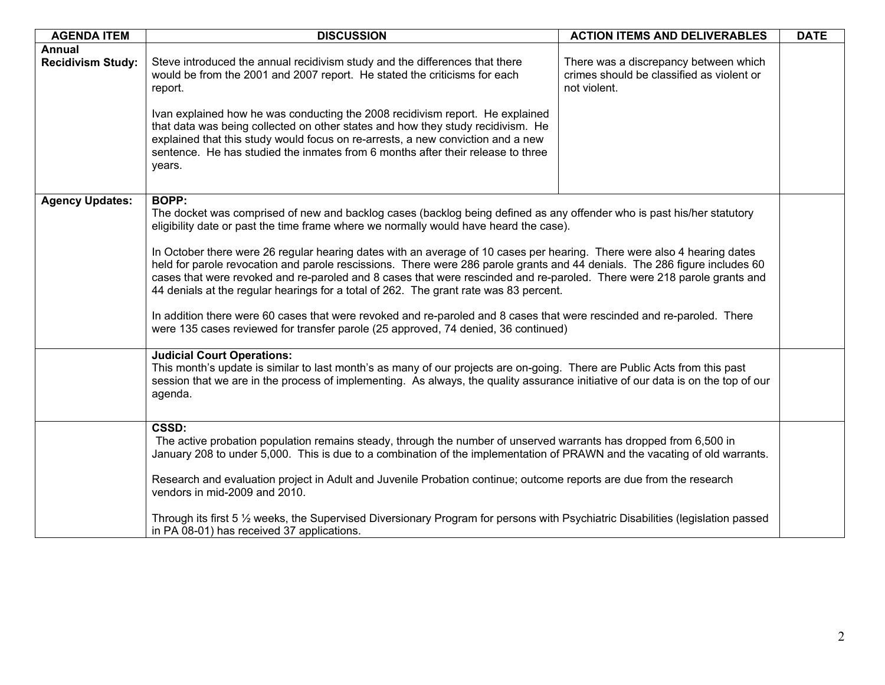| AGENDA ITEM | DISCUSSION | ACTION ITEMS AND DELIVERABLES | DATE |
|---|---|---|---|
| **Annual Recidivism Study:** | Steve introduced the annual recidivism study and the differences that there would be from the 2001 and 2007 report. He stated the criticisms for each report.<br><br>Ivan explained how he was conducting the 2008 recidivism report. He explained that data was being collected on other states and how they study recidivism. He explained that this study would focus on re-arrests, a new conviction and a new sentence. He has studied the inmates from 6 months after their release to three years. | There was a discrepancy between which crimes should be classified as violent or not violent. | |
| **Agency Updates:** | **BOPP:**<br>The docket was comprised of new and backlog cases (backlog being defined as any offender who is past his/her statutory eligibility date or past the time frame where we normally would have heard the case).<br><br>In October there were 26 regular hearing dates with an average of 10 cases per hearing. There were also 4 hearing dates held for parole revocation and parole rescissions. There were 286 parole grants and 44 denials. The 286 figure includes 60 cases that were revoked and re-paroled and 8 cases that were rescinded and re-paroled. There were 218 parole grants and 44 denials at the regular hearings for a total of 262. The grant rate was 83 percent.<br><br>In addition there were 60 cases that were revoked and re-paroled and 8 cases that were rescinded and re-paroled. There were 135 cases reviewed for transfer parole (25 approved, 74 denied, 36 continued) | | |
| | **Judicial Court Operations:**<br>This month's update is similar to last month's as many of our projects are on-going. There are Public Acts from this past session that we are in the process of implementing. As always, the quality assurance initiative of our data is on the top of our agenda. | | |
| | **CSSD:**<br>The active probation population remains steady, through the number of unserved warrants has dropped from 6,500 in January 208 to under 5,000. This is due to a combination of the implementation of PRAWN and the vacating of old warrants.<br><br>Research and evaluation project in Adult and Juvenile Probation continue; outcome reports are due from the research vendors in mid-2009 and 2010.<br><br>Through its first 5 ½ weeks, the Supervised Diversionary Program for persons with Psychiatric Disabilities (legislation passed in PA 08-01) has received 37 applications. | | |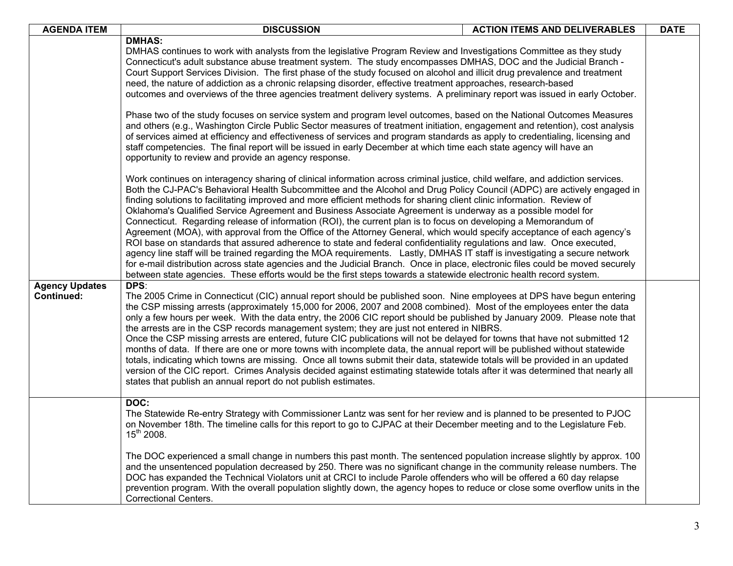| AGENDA ITEM | DISCUSSION | ACTION ITEMS AND DELIVERABLES | DATE |
|---|---|---|---|
| | **DMHAS:**<br>DMHAS continues to work with analysts from the legislative Program Review and Investigations Committee as they study Connecticut's adult substance abuse treatment system. The study encompasses DMHAS, DOC and the Judicial Branch - Court Support Services Division. The first phase of the study focused on alcohol and illicit drug prevalence and treatment need, the nature of addiction as a chronic relapsing disorder, effective treatment approaches, research-based outcomes and overviews of the three agencies treatment delivery systems. A preliminary report was issued in early October.<br><br>Phase two of the study focuses on service system and program level outcomes, based on the National Outcomes Measures and others (e.g., Washington Circle Public Sector measures of treatment initiation, engagement and retention), cost analysis of services aimed at efficiency and effectiveness of services and program standards as apply to credentialing, licensing and staff competencies. The final report will be issued in early December at which time each state agency will have an opportunity to review and provide an agency response.<br><br>Work continues on interagency sharing of clinical information across criminal justice, child welfare, and addiction services. Both the CJ-PAC's Behavioral Health Subcommittee and the Alcohol and Drug Policy Council (ADPC) are actively engaged in finding solutions to facilitating improved and more efficient methods for sharing client clinic information. Review of Oklahoma's Qualified Service Agreement and Business Associate Agreement is underway as a possible model for Connecticut. Regarding release of information (ROI), the current plan is to focus on developing a Memorandum of Agreement (MOA), with approval from the Office of the Attorney General, which would specify acceptance of each agency's ROI base on standards that assured adherence to state and federal confidentiality regulations and law. Once executed, agency line staff will be trained regarding the MOA requirements. Lastly, DMHAS IT staff is investigating a secure network for e-mail distribution across state agencies and the Judicial Branch. Once in place, electronic files could be moved securely between state agencies. These efforts would be the first steps towards a statewide electronic health record system. | | |
| **Agency Updates Continued:** | **DPS**:<br>The 2005 Crime in Connecticut (CIC) annual report should be published soon. Nine employees at DPS have begun entering the CSP missing arrests (approximately 15,000 for 2006, 2007 and 2008 combined). Most of the employees enter the data only a few hours per week. With the data entry, the 2006 CIC report should be published by January 2009. Please note that the arrests are in the CSP records management system; they are just not entered in NIBRS.<br>Once the CSP missing arrests are entered, future CIC publications will not be delayed for towns that have not submitted 12 months of data. If there are one or more towns with incomplete data, the annual report will be published without statewide totals, indicating which towns are missing. Once all towns submit their data, statewide totals will be provided in an updated version of the CIC report. Crimes Analysis decided against estimating statewide totals after it was determined that nearly all states that publish an annual report do not publish estimates. | | |
| | **DOC:**<br>The Statewide Re-entry Strategy with Commissioner Lantz was sent for her review and is planned to be presented to PJOC on November 18th. The timeline calls for this report to go to CJPAC at their December meeting and to the Legislature Feb. 15th 2008.<br><br>The DOC experienced a small change in numbers this past month. The sentenced population increase slightly by approx. 100 and the unsentenced population decreased by 250. There was no significant change in the community release numbers. The DOC has expanded the Technical Violators unit at CRCI to include Parole offenders who will be offered a 60 day relapse prevention program. With the overall population slightly down, the agency hopes to reduce or close some overflow units in the Correctional Centers. | | |